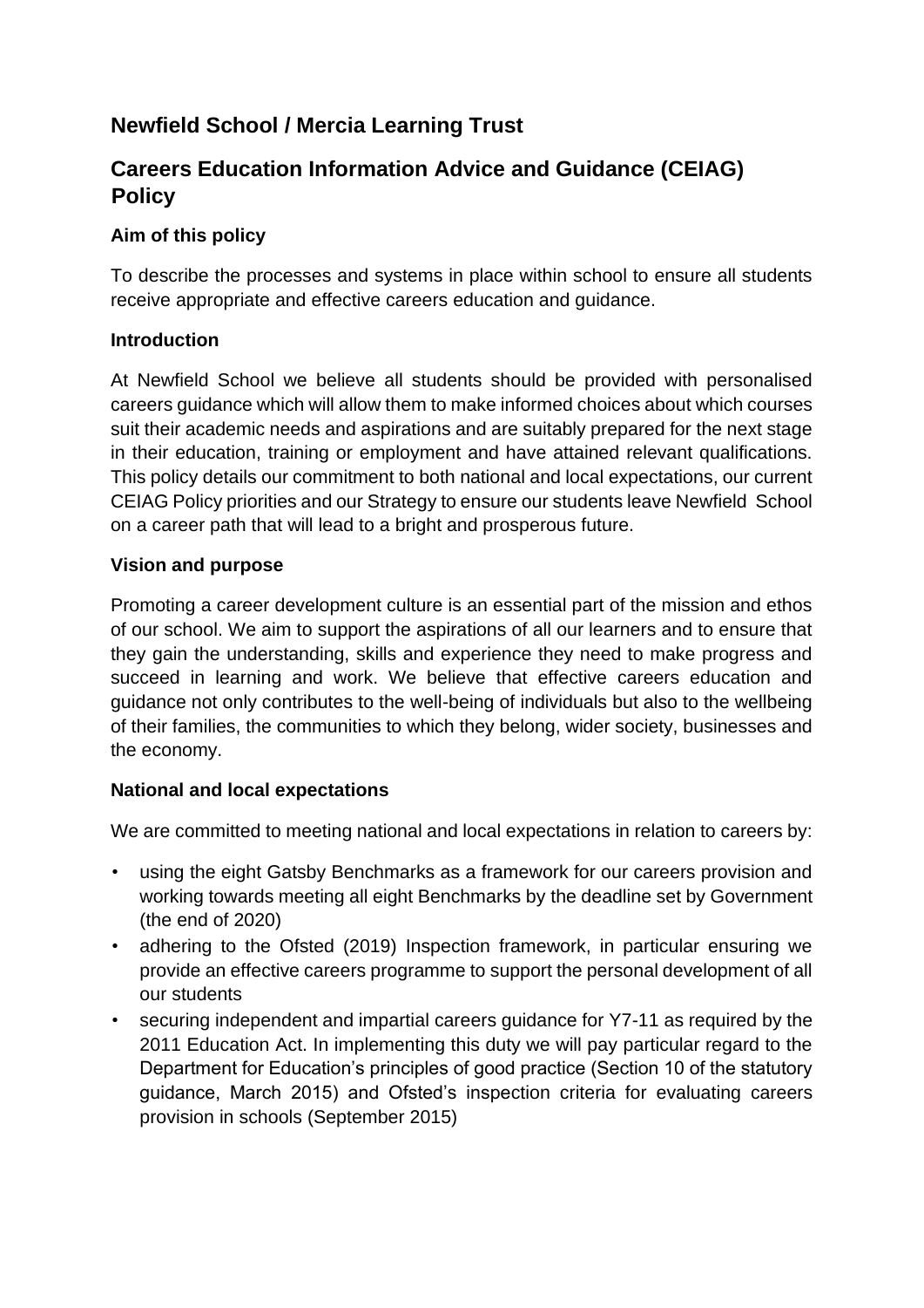# Newfield School / Mercia Learning Trust

## Careers Education Information Advice and Guidance (CEIAG) Policy

### Aim of this policy

To describe the processes and systems in place within school to ensure all students receive appropriate and effective careers education and guidance.

### Introduction

At Newfield School we believe all students should be provided with personalised careers guidance which will allow them to make informed choices about which courses suit their academic needs and aspirations and are suitably prepared for the next stage in their education, training or employment and have attained relevant qualifications. This policy details our commitment to both national and local expectations, our current CEIAG Policy priorities and our Strategy to ensure our students leave Newfield School on a career path that will lead to a bright and prosperous future.

### Vision and purpose

Promoting a career development culture is an essential part of the mission and ethos of our school. We aim to support the aspirations of all our learners and to ensure that they gain the understanding, skills and experience they need to make progress and succeed in learning and work. We believe that effective careers education and guidance not only contributes to the well-being of individuals but also to the wellbeing of their families, the communities to which they belong, wider society, businesses and the economy.

### National and local expectations

We are committed to meeting national and local expectations in relation to careers by:

- using the eight Gatsby Benchmarks as a framework for our careers provision and working towards meeting all eight Benchmarks by the deadline set by Government (the end of 2020)
- adhering to the Ofsted (2019) Inspection framework, in particular ensuring we provide an effective careers programme to support the personal development of all our students
- securing independent and impartial careers guidance for Y7-11 as required by the 2011 Education Act. In implementing this duty we will pay particular regard to the Department for Education's principles of good practice (Section 10 of the statutory guidance, March 2015) and Ofsted's inspection criteria for evaluating careers provision in schools (September 2015)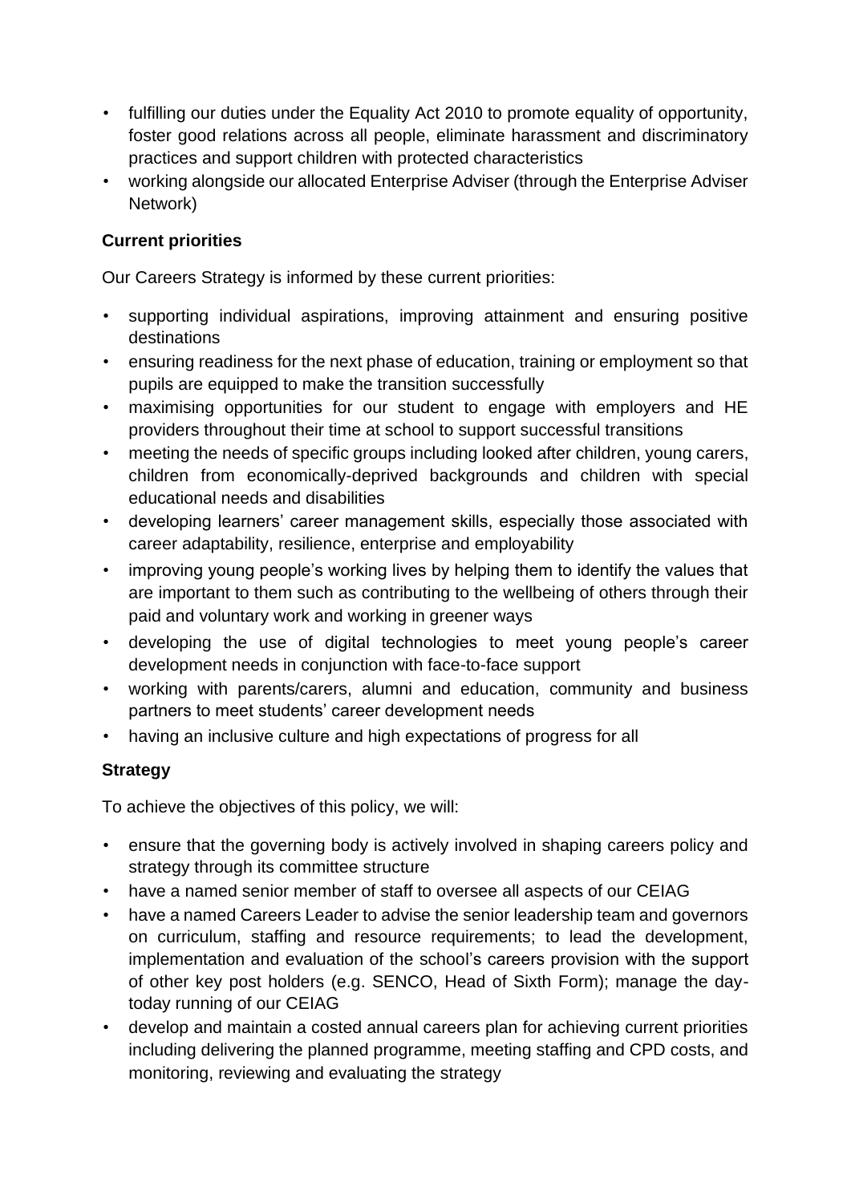- fulfilling our duties under the Equality Act 2010 to promote equality of opportunity, foster good relations across all people, eliminate harassment and discriminatory practices and support children with protected characteristics
- working alongside our allocated Enterprise Adviser (through the Enterprise Adviser Network)

**Current priorities**

Our Careers Strategy is informed by these current priorities:

- supporting individual aspirations, improving attainment and ensuring positive destinations
- ensuring readiness for the next phase of education, training or employment so that pupils are equipped to make the transition successfully
- maximising opportunities for our student to engage with employers and HE providers throughout their time at school to support successful transitions
- meeting the needs of specific groups including looked after children, young carers, children from economically-deprived backgrounds and children with special educational needs and disabilities
- developing learners' career management skills, especially those associated with career adaptability, resilience, enterprise and employability
- improving young people's working lives by helping them to identify the values that are important to them such as contributing to the wellbeing of others through their paid and voluntary work and working in greener ways
- developing the use of digital technologies to meet young people's career development needs in conjunction with face-to-face support
- working with parents/carers, alumni and education, community and business partners to meet students' career development needs
- having an inclusive culture and high expectations of progress for all

**Strategy**

To achieve the objectives of this policy, we will:

- ensure that the governing body is actively involved in shaping careers policy and strategy through its committee structure
- have a named senior member of staff to oversee all aspects of our CEIAG
- have a named Careers Leader to advise the senior leadership team and governors on curriculum, staffing and resource requirements; to lead the development, implementation and evaluation of the school's careers provision with the support of other key post holders (e.g. SENCO, Head of Sixth Form); manage the day-today running of our CEIAG
- develop and maintain a costed annual careers plan for achieving current priorities including delivering the planned programme, meeting staffing and CPD costs, and monitoring, reviewing and evaluating the strategy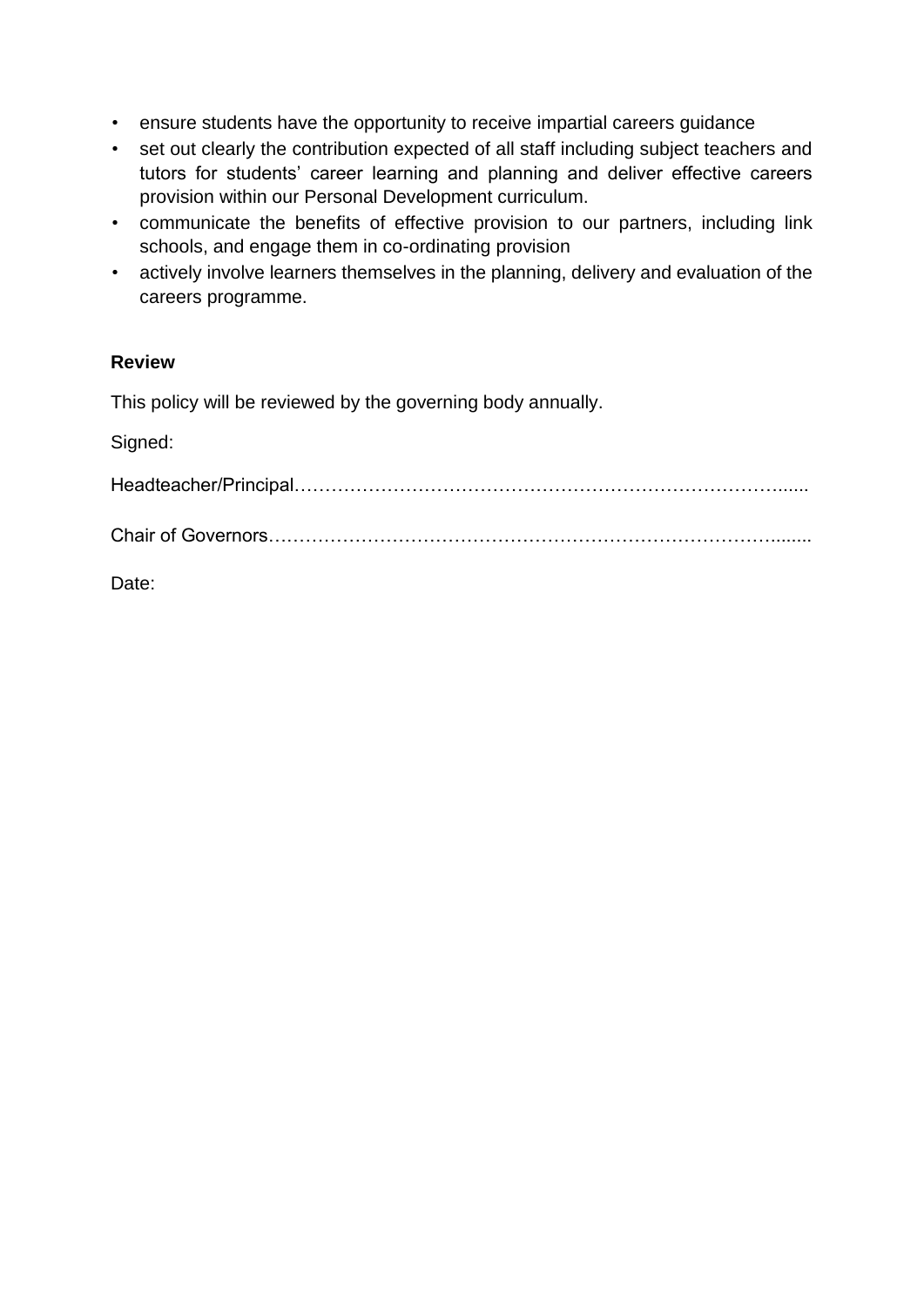- ensure students have the opportunity to receive impartial careers guidance
- set out clearly the contribution expected of all staff including subject teachers and tutors for students' career learning and planning and deliver effective careers provision within our Personal Development curriculum.
- communicate the benefits of effective provision to our partners, including link schools, and engage them in co-ordinating provision
- actively involve learners themselves in the planning, delivery and evaluation of the careers programme.

**Review**

This policy will be reviewed by the governing body annually.

Signed:

Headteacher/Principal…………………………………………………………………......

Chair of Governors…………………………………………………………………........

Date: